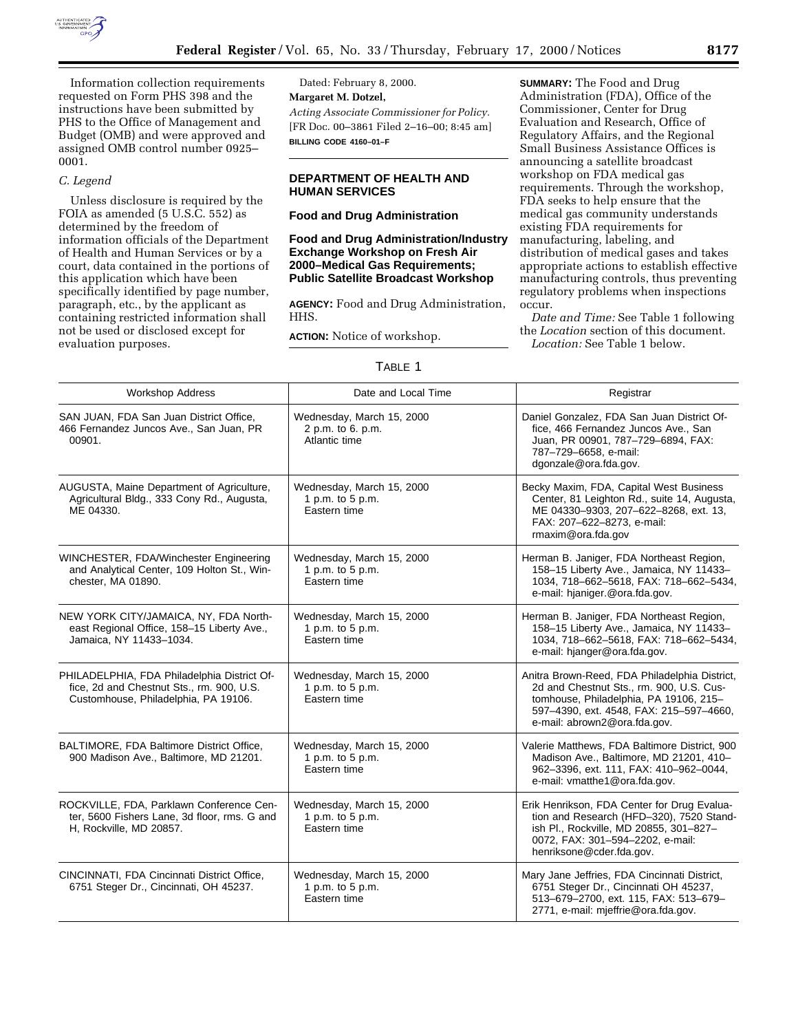Information collection requirements requested on Form PHS 398 and the instructions have been submitted by PHS to the Office of Management and Budget (OMB) and were approved and assigned OMB control number 0925–0001.

*C. Legend*

Unless disclosure is required by the FOIA as amended (5 U.S.C. 552) as determined by the freedom of information officials of the Department of Health and Human Services or by a court, data contained in the portions of this application which have been specifically identified by page number, paragraph, etc., by the applicant as containing restricted information shall not be used or disclosed except for evaluation purposes.

Dated: February 8, 2000.

**Margaret M. Dotzel,**

*Acting Associate Commissioner for Policy.*

[FR Doc. 00–3861 Filed 2–16–00; 8:45 am]

**BILLING CODE 4160–01–F**

## DEPARTMENT OF HEALTH AND HUMAN SERVICES

### Food and Drug Administration

### Food and Drug Administration/Industry Exchange Workshop on Fresh Air 2000–Medical Gas Requirements; Public Satellite Broadcast Workshop

**AGENCY:** Food and Drug Administration, HHS.

**ACTION:** Notice of workshop.

**SUMMARY:** The Food and Drug Administration (FDA), Office of the Commissioner, Center for Drug Evaluation and Research, Office of Regulatory Affairs, and the Regional Small Business Assistance Offices is announcing a satellite broadcast workshop on FDA medical gas requirements. Through the workshop, FDA seeks to help ensure that the medical gas community understands existing FDA requirements for manufacturing, labeling, and distribution of medical gases and takes appropriate actions to establish effective manufacturing controls, thus preventing regulatory problems when inspections occur.

*Date and Time:* See Table 1 following the *Location* section of this document.

*Location:* See Table 1 below.

TABLE 1

| Workshop Address | Date and Local Time | Registrar |
|---|---|---|
| SAN JUAN, FDA San Juan District Office, 466 Fernandez Juncos Ave., San Juan, PR 00901. | Wednesday, March 15, 2000 2 p.m. to 6. p.m. Atlantic time | Daniel Gonzalez, FDA San Juan District Office, 466 Fernandez Juncos Ave., San Juan, PR 00901, 787–729–6894, FAX: 787–729–6658, e-mail: dgonzale@ora.fda.gov. |
| AUGUSTA, Maine Department of Agriculture, Agricultural Bldg., 333 Cony Rd., Augusta, ME 04330. | Wednesday, March 15, 2000 1 p.m. to 5 p.m. Eastern time | Becky Maxim, FDA, Capital West Business Center, 81 Leighton Rd., suite 14, Augusta, ME 04330–9303, 207–622–8268, ext. 13, FAX: 207–622–8273, e-mail: rmaxim@ora.fda.gov |
| WINCHESTER, FDA/Winchester Engineering and Analytical Center, 109 Holton St., Winchester, MA 01890. | Wednesday, March 15, 2000 1 p.m. to 5 p.m. Eastern time | Herman B. Janiger, FDA Northeast Region, 158–15 Liberty Ave., Jamaica, NY 11433–1034, 718–662–5618, FAX: 718–662–5434, e-mail: hjaniger.@ora.fda.gov. |
| NEW YORK CITY/JAMAICA, NY, FDA Northeast Regional Office, 158–15 Liberty Ave., Jamaica, NY 11433–1034. | Wednesday, March 15, 2000 1 p.m. to 5 p.m. Eastern time | Herman B. Janiger, FDA Northeast Region, 158–15 Liberty Ave., Jamaica, NY 11433–1034, 718–662–5618, FAX: 718–662–5434, e-mail: hjanger@ora.fda.gov. |
| PHILADELPHIA, FDA Philadelphia District Office, 2d and Chestnut Sts., rm. 900, U.S. Customhouse, Philadelphia, PA 19106. | Wednesday, March 15, 2000 1 p.m. to 5 p.m. Eastern time | Anitra Brown-Reed, FDA Philadelphia District, 2d and Chestnut Sts., rm. 900, U.S. Customhouse, Philadelphia, PA 19106, 215–597–4390, ext. 4548, FAX: 215–597–4660, e-mail: abrown2@ora.fda.gov. |
| BALTIMORE, FDA Baltimore District Office, 900 Madison Ave., Baltimore, MD 21201. | Wednesday, March 15, 2000 1 p.m. to 5 p.m. Eastern time | Valerie Matthews, FDA Baltimore District, 900 Madison Ave., Baltimore, MD 21201, 410–962–3396, ext. 111, FAX: 410–962–0044, e-mail: vmatthe1@ora.fda.gov. |
| ROCKVILLE, FDA, Parklawn Conference Center, 5600 Fishers Lane, 3d floor, rms. G and H, Rockville, MD 20857. | Wednesday, March 15, 2000 1 p.m. to 5 p.m. Eastern time | Erik Henrikson, FDA Center for Drug Evaluation and Research (HFD–320), 7520 Standish Pl., Rockville, MD 20855, 301–827–0072, FAX: 301–594–2202, e-mail: henriksone@cder.fda.gov. |
| CINCINNATI, FDA Cincinnati District Office, 6751 Steger Dr., Cincinnati, OH 45237. | Wednesday, March 15, 2000 1 p.m. to 5 p.m. Eastern time | Mary Jane Jeffries, FDA Cincinnati District, 6751 Steger Dr., Cincinnati OH 45237, 513–679–2700, ext. 115, FAX: 513–679–2771, e-mail: mjeffrie@ora.fda.gov. |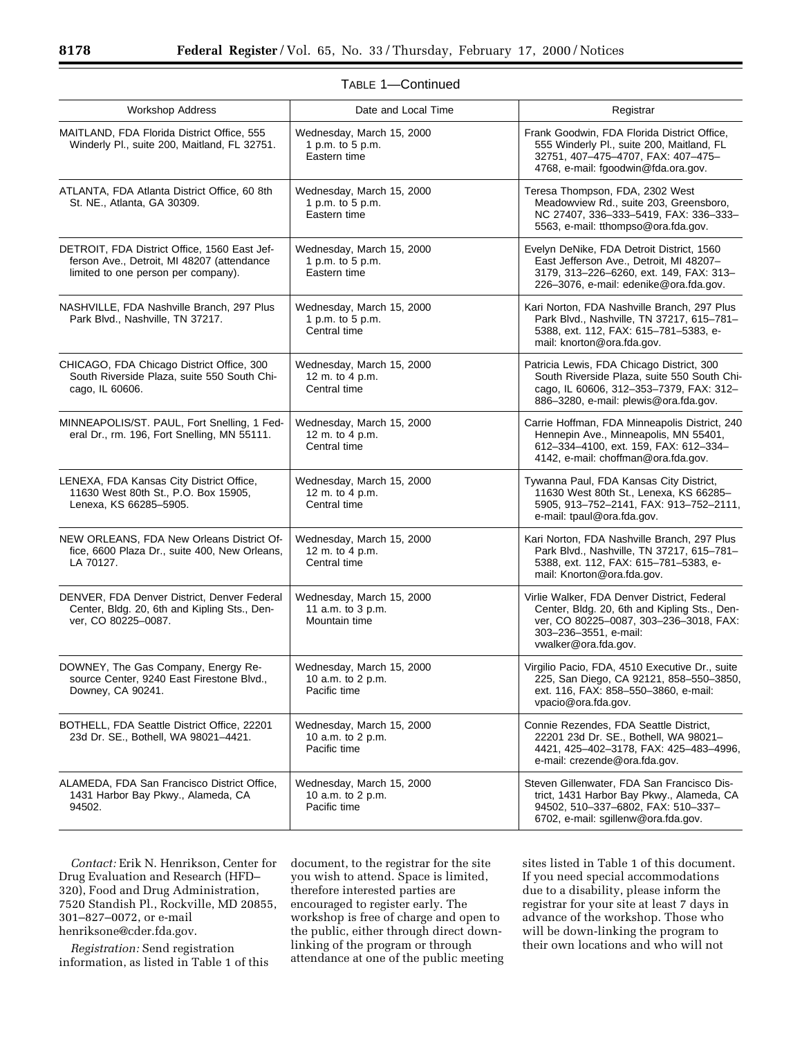TABLE 1—Continued

| Workshop Address | Date and Local Time | Registrar |
| --- | --- | --- |
| MAITLAND, FDA Florida District Office, 555 Winderly Pl., suite 200, Maitland, FL 32751. | Wednesday, March 15, 2000 1 p.m. to 5 p.m. Eastern time | Frank Goodwin, FDA Florida District Office, 555 Winderly Pl., suite 200, Maitland, FL 32751, 407–475–4707, FAX: 407–475–4768, e-mail: fgoodwin@fda.ora.gov. |
| ATLANTA, FDA Atlanta District Office, 60 8th St. NE., Atlanta, GA 30309. | Wednesday, March 15, 2000 1 p.m. to 5 p.m. Eastern time | Teresa Thompson, FDA, 2302 West Meadowview Rd., suite 203, Greensboro, NC 27407, 336–333–5419, FAX: 336–333–5563, e-mail: tthompso@ora.fda.gov. |
| DETROIT, FDA District Office, 1560 East Jefferson Ave., Detroit, MI 48207 (attendance limited to one person per company). | Wednesday, March 15, 2000 1 p.m. to 5 p.m. Eastern time | Evelyn DeNike, FDA Detroit District, 1560 East Jefferson Ave., Detroit, MI 48207–3179, 313–226–6260, ext. 149, FAX: 313–226–3076, e-mail: edenike@ora.fda.gov. |
| NASHVILLE, FDA Nashville Branch, 297 Plus Park Blvd., Nashville, TN 37217. | Wednesday, March 15, 2000 1 p.m. to 5 p.m. Central time | Kari Norton, FDA Nashville Branch, 297 Plus Park Blvd., Nashville, TN 37217, 615–781–5388, ext. 112, FAX: 615–781–5383, e-mail: knorton@ora.fda.gov. |
| CHICAGO, FDA Chicago District Office, 300 South Riverside Plaza, suite 550 South Chicago, IL 60606. | Wednesday, March 15, 2000 12 m. to 4 p.m. Central time | Patricia Lewis, FDA Chicago District, 300 South Riverside Plaza, suite 550 South Chicago, IL 60606, 312–353–7379, FAX: 312–886–3280, e-mail: plewis@ora.fda.gov. |
| MINNEAPOLIS/ST. PAUL, Fort Snelling, 1 Federal Dr., rm. 196, Fort Snelling, MN 55111. | Wednesday, March 15, 2000 12 m. to 4 p.m. Central time | Carrie Hoffman, FDA Minneapolis District, 240 Hennepin Ave., Minneapolis, MN 55401, 612–334–4100, ext. 159, FAX: 612–334–4142, e-mail: choffman@ora.fda.gov. |
| LENEXA, FDA Kansas City District Office, 11630 West 80th St., P.O. Box 15905, Lenexa, KS 66285–5905. | Wednesday, March 15, 2000 12 m. to 4 p.m. Central time | Tywanna Paul, FDA Kansas City District, 11630 West 80th St., Lenexa, KS 66285–5905, 913–752–2141, FAX: 913–752–2111, e-mail: tpaul@ora.fda.gov. |
| NEW ORLEANS, FDA New Orleans District Office, 6600 Plaza Dr., suite 400, New Orleans, LA 70127. | Wednesday, March 15, 2000 12 m. to 4 p.m. Central time | Kari Norton, FDA Nashville Branch, 297 Plus Park Blvd., Nashville, TN 37217, 615–781–5388, ext. 112, FAX: 615–781–5383, e-mail: Knorton@ora.fda.gov. |
| DENVER, FDA Denver District, Denver Federal Center, Bldg. 20, 6th and Kipling Sts., Denver, CO 80225–0087. | Wednesday, March 15, 2000 11 a.m. to 3 p.m. Mountain time | Virlie Walker, FDA Denver District, Federal Center, Bldg. 20, 6th and Kipling Sts., Denver, CO 80225–0087, 303–236–3018, FAX: 303–236–3551, e-mail: vwalker@ora.fda.gov. |
| DOWNEY, The Gas Company, Energy Resource Center, 9240 East Firestone Blvd., Downey, CA 90241. | Wednesday, March 15, 2000 10 a.m. to 2 p.m. Pacific time | Virgilio Pacio, FDA, 4510 Executive Dr., suite 225, San Diego, CA 92121, 858–550–3850, ext. 116, FAX: 858–550–3860, e-mail: vpacio@ora.fda.gov. |
| BOTHELL, FDA Seattle District Office, 22201 23d Dr. SE., Bothell, WA 98021–4421. | Wednesday, March 15, 2000 10 a.m. to 2 p.m. Pacific time | Connie Rezendes, FDA Seattle District, 22201 23d Dr. SE., Bothell, WA 98021–4421, 425–402–3178, FAX: 425–483–4996, e-mail: crezende@ora.fda.gov. |
| ALAMEDA, FDA San Francisco District Office, 1431 Harbor Bay Pkwy., Alameda, CA 94502. | Wednesday, March 15, 2000 10 a.m. to 2 p.m. Pacific time | Steven Gillenwater, FDA San Francisco District, 1431 Harbor Bay Pkwy., Alameda, CA 94502, 510–337–6802, FAX: 510–337–6702, e-mail: sgillenw@ora.fda.gov. |

*Contact:* Erik N. Henrikson, Center for Drug Evaluation and Research (HFD–320), Food and Drug Administration, 7520 Standish Pl., Rockville, MD 20855, 301–827–0072, or e-mail henriksone@cder.fda.gov.

*Registration:* Send registration information, as listed in Table 1 of this document, to the registrar for the site you wish to attend. Space is limited, therefore interested parties are encouraged to register early. The workshop is free of charge and open to the public, either through direct down-linking of the program or through attendance at one of the public meeting sites listed in Table 1 of this document. If you need special accommodations due to a disability, please inform the registrar for your site at least 7 days in advance of the workshop. Those who will be down-linking the program to their own locations and who will not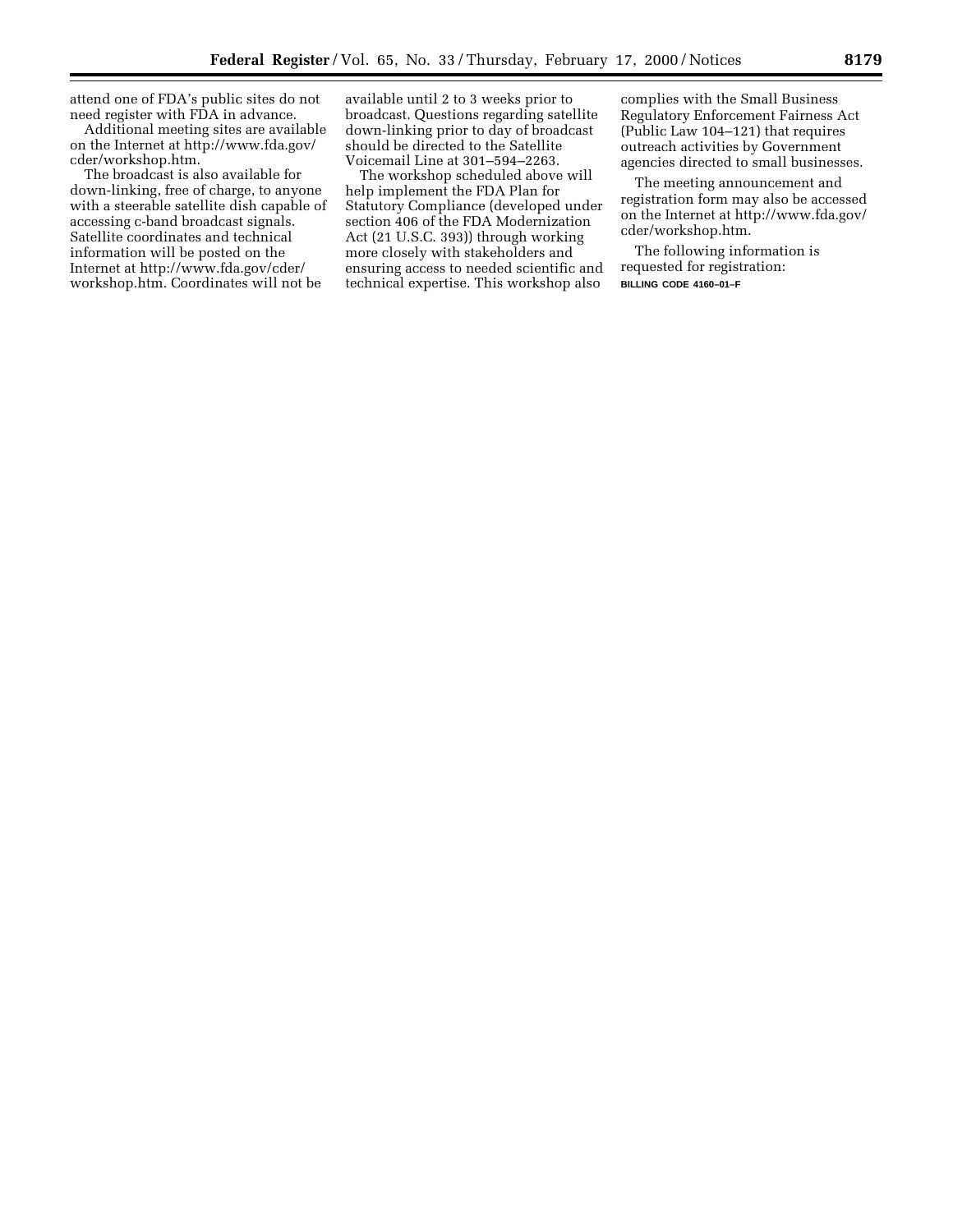attend one of FDA's public sites do not need register with FDA in advance.

Additional meeting sites are available on the Internet at http://www.fda.gov/cder/workshop.htm.

The broadcast is also available for down-linking, free of charge, to anyone with a steerable satellite dish capable of accessing c-band broadcast signals. Satellite coordinates and technical information will be posted on the Internet at http://www.fda.gov/cder/workshop.htm. Coordinates will not be available until 2 to 3 weeks prior to broadcast. Questions regarding satellite down-linking prior to day of broadcast should be directed to the Satellite Voicemail Line at 301–594–2263.

The workshop scheduled above will help implement the FDA Plan for Statutory Compliance (developed under section 406 of the FDA Modernization Act (21 U.S.C. 393)) through working more closely with stakeholders and ensuring access to needed scientific and technical expertise. This workshop also complies with the Small Business Regulatory Enforcement Fairness Act (Public Law 104–121) that requires outreach activities by Government agencies directed to small businesses.

The meeting announcement and registration form may also be accessed on the Internet at http://www.fda.gov/cder/workshop.htm.

The following information is requested for registration:

BILLING CODE 4160–01–F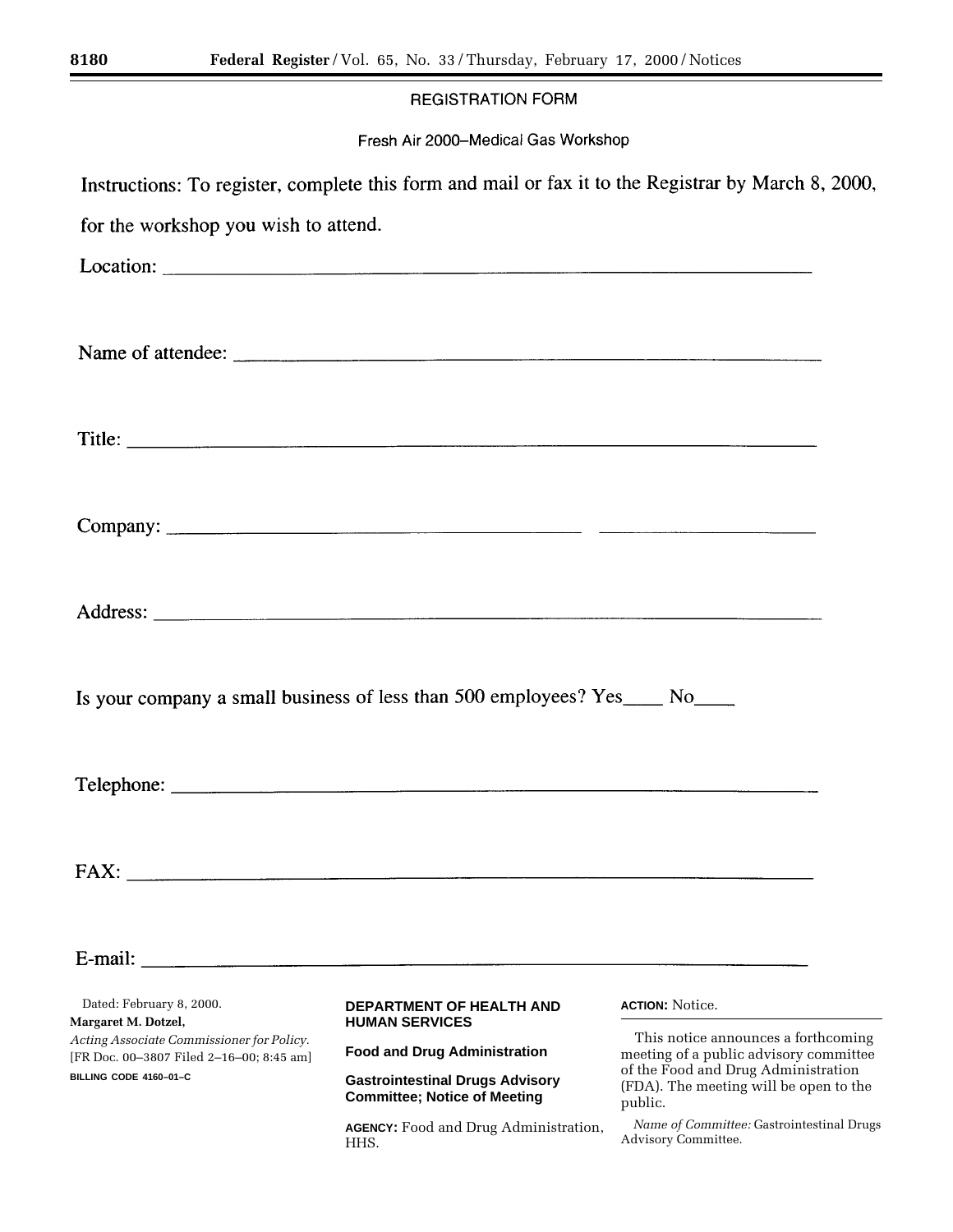REGISTRATION FORM

Fresh Air 2000–Medical Gas Workshop

Instructions: To register, complete this form and mail or fax it to the Registrar by March 8, 2000, for the workshop you wish to attend.

Location: ______________________________

Name of attendee: ______________________________

Title: ______________________________

Company: ______________________________ ______________

Address: ______________________________

Is your company a small business of less than 500 employees? Yes____ No____

Telephone: ______________________________

FAX: ______________________________

E-mail: ______________________________

Dated: February 8, 2000.

**Margaret M. Dotzel,**

*Acting Associate Commissioner for Policy.*

[FR Doc. 00–3807 Filed 2–16–00; 8:45 am]

**BILLING CODE 4160–01–C**

**DEPARTMENT OF HEALTH AND HUMAN SERVICES**

**Food and Drug Administration**

**Gastrointestinal Drugs Advisory Committee; Notice of Meeting**

**AGENCY:** Food and Drug Administration, HHS.

**ACTION:** Notice.

This notice announces a forthcoming meeting of a public advisory committee of the Food and Drug Administration (FDA). The meeting will be open to the public.

*Name of Committee:* Gastrointestinal Drugs Advisory Committee.